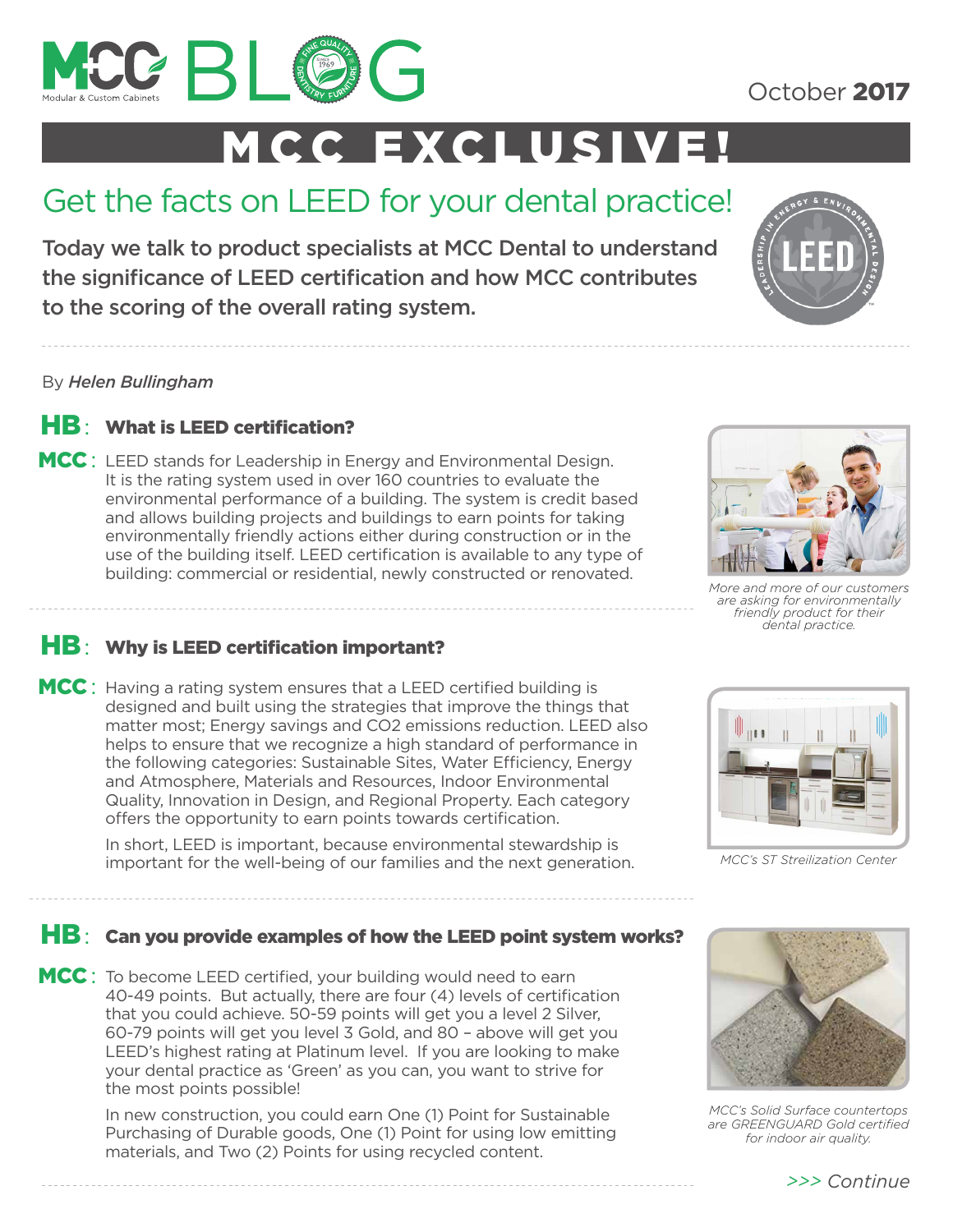# MCC BLOG

October **2017**

# MCC EXCLUSIVE!

## Get the facts on LEED for your dental practice!

**Today we talk to product specialists at MCC Dental to understand the significance of LEED certification and how MCC contributes to the scoring of the overall rating system.**

By *Helen Bullingham*

**HB: What is LEED certification?**

**MCC:** LEED stands for Leadership in Energy and Environmental Design. It is the rating system used in over 160 countries to evaluate the environmental performance of a building. The system is credit based and allows building projects and buildings to earn points for taking environmentally friendly actions either during construction or in the use of the building itself. LEED certification is available to any type of building: commercial or residential, newly constructed or renovated.

*More and more of our customers are asking for environmentally friendly product for their dental practice.*

**HB: Why is LEED certification important?**

**MCC:** Having a rating system ensures that a LEED certified building is designed and built using the strategies that improve the things that matter most; Energy savings and $CO_2$ emissions reduction. LEED also helps to ensure that we recognize a high standard of performance in the following categories: Sustainable Sites, Water Efficiency, Energy and Atmosphere, Materials and Resources, Indoor Environmental Quality, Innovation in Design, and Regional Property. Each category offers the opportunity to earn points towards certification.

In short, LEED is important, because environmental stewardship is important for the well-being of our families and the next generation.

*MCC's ST Streilization Center*

**HB: Can you provide examples of how the LEED point system works?**

**MCC:** To become LEED certified, your building would need to earn 40-49 points. But actually, there are four (4) levels of certification that you could achieve. 50-59 points will get you a level 2 Silver, 60-79 points will get you level 3 Gold, and 80 – above will get you LEED's highest rating at Platinum level. If you are looking to make your dental practice as 'Green' as you can, you want to strive for the most points possible!

In new construction, you could earn One (1) Point for Sustainable Purchasing of Durable goods, One (1) Point for using low emitting materials, and Two (2) Points for using recycled content.

*MCC's Solid Surface countertops are GREENGUARD Gold certified for indoor air quality.*

*>>> Continue*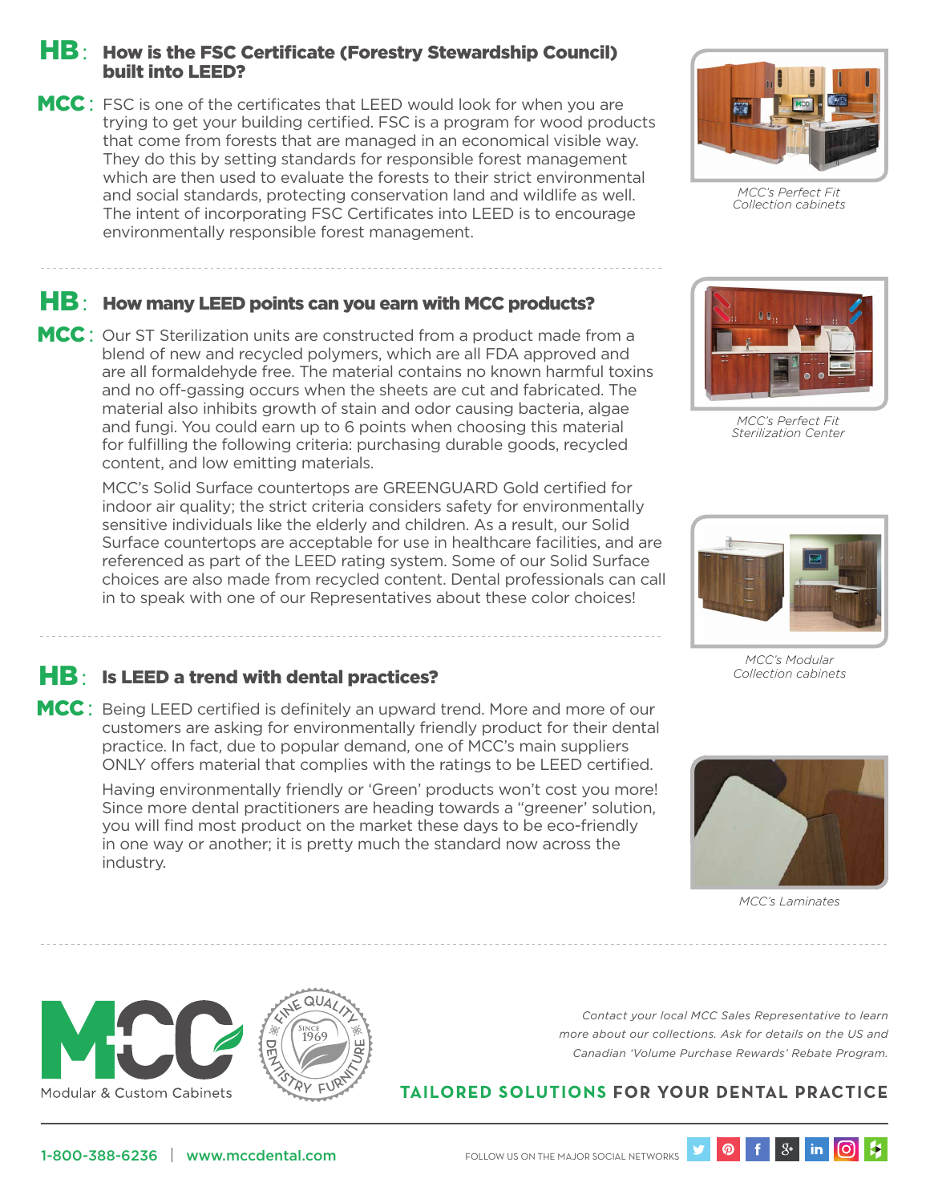**HB: How is the FSC Certificate (Forestry Stewardship Council) built into LEED?**

**MCC:** FSC is one of the certificates that LEED would look for when you are trying to get your building certified. FSC is a program for wood products that come from forests that are managed in an economical visible way. They do this by setting standards for responsible forest management which are then used to evaluate the forests to their strict environmental and social standards, protecting conservation land and wildlife as well. The intent of incorporating FSC Certificates into LEED is to encourage environmentally responsible forest management.

*MCC's Perfect Fit Collection cabinets*

---

**HB: How many LEED points can you earn with MCC products?**

**MCC:** Our ST Sterilization units are constructed from a product made from a blend of new and recycled polymers, which are all FDA approved and are all formaldehyde free. The material contains no known harmful toxins and no off-gassing occurs when the sheets are cut and fabricated. The material also inhibits growth of stain and odor causing bacteria, algae and fungi. You could earn up to 6 points when choosing this material for fulfilling the following criteria: purchasing durable goods, recycled content, and low emitting materials.

MCC's Solid Surface countertops are GREENGUARD Gold certified for indoor air quality; the strict criteria considers safety for environmentally sensitive individuals like the elderly and children. As a result, our Solid Surface countertops are acceptable for use in healthcare facilities, and are referenced as part of the LEED rating system. Some of our Solid Surface choices are also made from recycled content. Dental professionals can call in to speak with one of our Representatives about these color choices!

*MCC's Perfect Fit Sterilization Center*

*MCC's Modular Collection cabinets*

---

**HB: Is LEED a trend with dental practices?**

**MCC:** Being LEED certified is definitely an upward trend. More and more of our customers are asking for environmentally friendly product for their dental practice. In fact, due to popular demand, one of MCC's main suppliers ONLY offers material that complies with the ratings to be LEED certified.

Having environmentally friendly or 'Green' products won't cost you more! Since more dental practitioners are heading towards a "greener' solution, you will find most product on the market these days to be eco-friendly in one way or another; it is pretty much the standard now across the industry.

*MCC's Laminates*

---

MCC Modular & Custom Cabinets

Fine Quality Dentistry Furniture — Since 1969

*Contact your local MCC Sales Representative to learn more about our collections. Ask for details on the US and Canadian 'Volume Purchase Rewards' Rebate Program.*

**TAILORED SOLUTIONS FOR YOUR DENTAL PRACTICE**

1-800-388-6236 | www.mccdental.com

FOLLOW US ON THE MAJOR SOCIAL NETWORKS